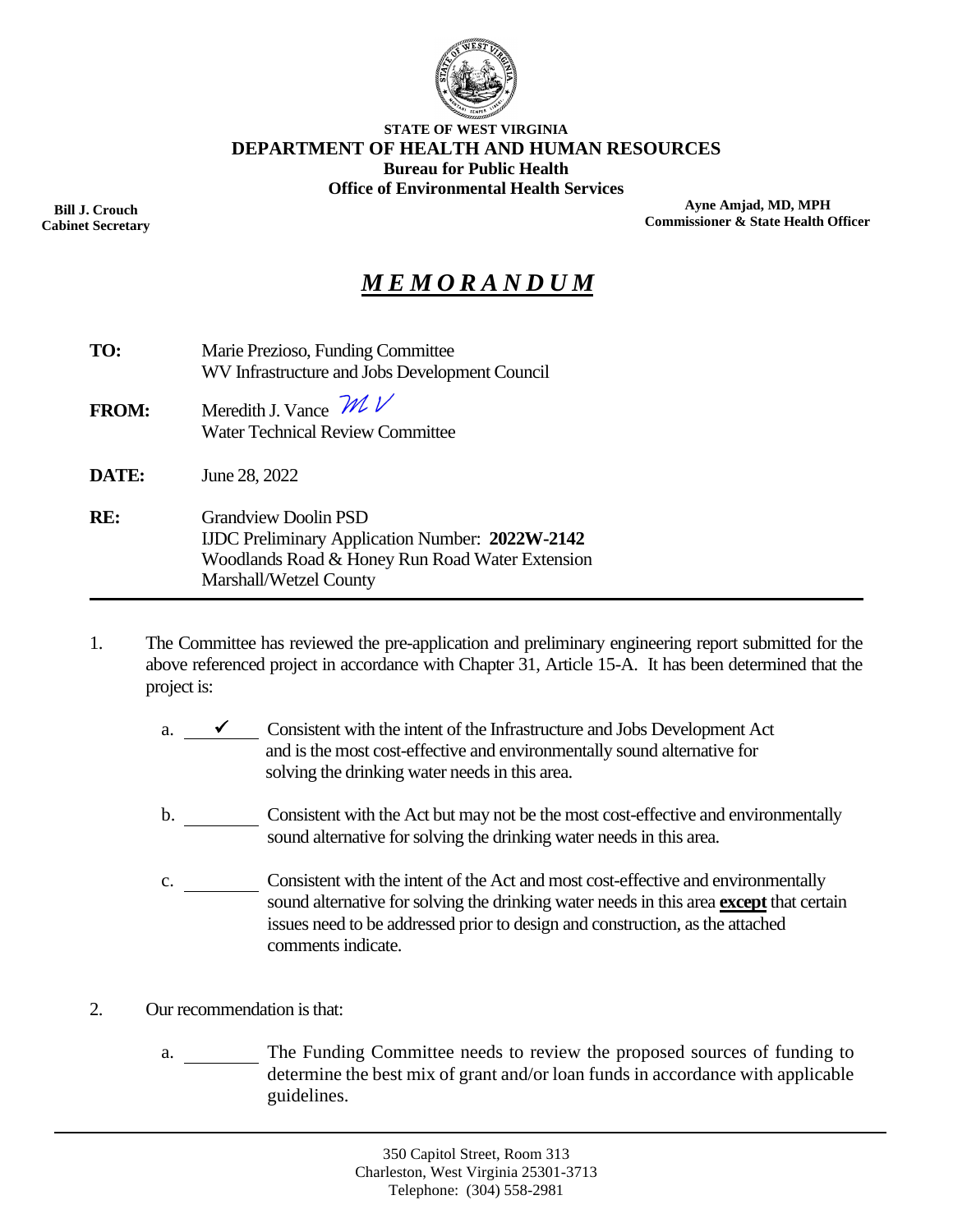**STATE OF WEST VIRGINIA**
**DEPARTMENT OF HEALTH AND HUMAN RESOURCES**
**Bureau for Public Health**
**Office of Environmental Health Services**

**Bill J. Crouch**
**Cabinet Secretary**

**Ayne Amjad, MD, MPH**
**Commissioner & State Health Officer**

# ***M E M O R A N D U M***

**TO:** Marie Prezioso, Funding Committee
WV Infrastructure and Jobs Development Council

**FROM:** Meredith J. Vance *MV*
Water Technical Review Committee

**DATE:** June 28, 2022

**RE:** Grandview Doolin PSD
IJDC Preliminary Application Number: **2022W-2142**
Woodlands Road & Honey Run Road Water Extension
Marshall/Wetzel County

---

1. The Committee has reviewed the pre-application and preliminary engineering report submitted for the above referenced project in accordance with Chapter 31, Article 15-A. It has been determined that the project is:

   a. ✓ Consistent with the intent of the Infrastructure and Jobs Development Act and is the most cost-effective and environmentally sound alternative for solving the drinking water needs in this area.

   b. ______ Consistent with the Act but may not be the most cost-effective and environmentally sound alternative for solving the drinking water needs in this area.

   c. ______ Consistent with the intent of the Act and most cost-effective and environmentally sound alternative for solving the drinking water needs in this area **except** that certain issues need to be addressed prior to design and construction, as the attached comments indicate.

2. Our recommendation is that:

   a. ______ The Funding Committee needs to review the proposed sources of funding to determine the best mix of grant and/or loan funds in accordance with applicable guidelines.

350 Capitol Street, Room 313
Charleston, West Virginia 25301-3713
Telephone: (304) 558-2981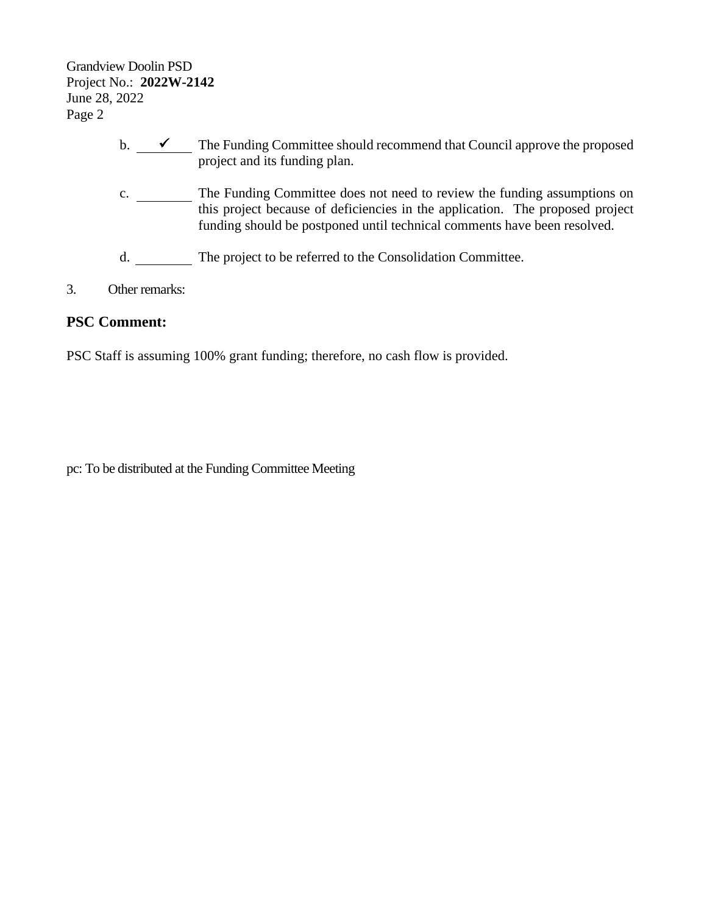b. ✓ The Funding Committee should recommend that Council approve the proposed project and its funding plan.

c. ______ The Funding Committee does not need to review the funding assumptions on this project because of deficiencies in the application. The proposed project funding should be postponed until technical comments have been resolved.

d. ______ The project to be referred to the Consolidation Committee.

3. Other remarks:

## PSC Comment:

PSC Staff is assuming 100% grant funding; therefore, no cash flow is provided.

pc: To be distributed at the Funding Committee Meeting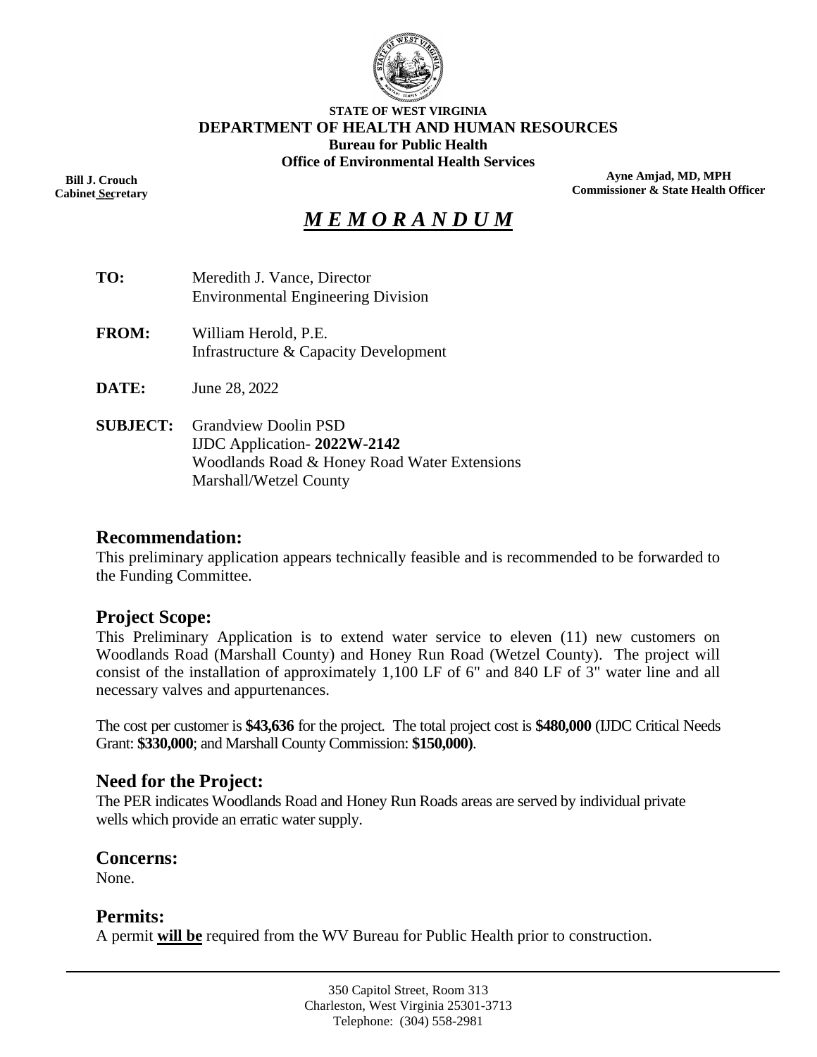STATE OF WEST VIRGINIA
**DEPARTMENT OF HEALTH AND HUMAN RESOURCES**
**Bureau for Public Health**
**Office of Environmental Health Services**

**Bill J. Crouch**
**Cabinet Secretary**

**Ayne Amjad, MD, MPH**
**Commissioner & State Health Officer**

# *M E M O R A N D U M*

**TO:** Meredith J. Vance, Director
Environmental Engineering Division

**FROM:** William Herold, P.E.
Infrastructure & Capacity Development

**DATE:** June 28, 2022

**SUBJECT:** Grandview Doolin PSD
IJDC Application- **2022W-2142**
Woodlands Road & Honey Road Water Extensions
Marshall/Wetzel County

## Recommendation:

This preliminary application appears technically feasible and is recommended to be forwarded to the Funding Committee.

## Project Scope:

This Preliminary Application is to extend water service to eleven (11) new customers on Woodlands Road (Marshall County) and Honey Run Road (Wetzel County). The project will consist of the installation of approximately 1,100 LF of 6" and 840 LF of 3" water line and all necessary valves and appurtenances.

The cost per customer is **$43,636** for the project. The total project cost is **$480,000** (IJDC Critical Needs Grant: **$330,000**; and Marshall County Commission: **$150,000)**.

## Need for the Project:

The PER indicates Woodlands Road and Honey Run Roads areas are served by individual private wells which provide an erratic water supply.

## Concerns:

None.

## Permits:

A permit **will be** required from the WV Bureau for Public Health prior to construction.

350 Capitol Street, Room 313
Charleston, West Virginia 25301-3713
Telephone: (304) 558-2981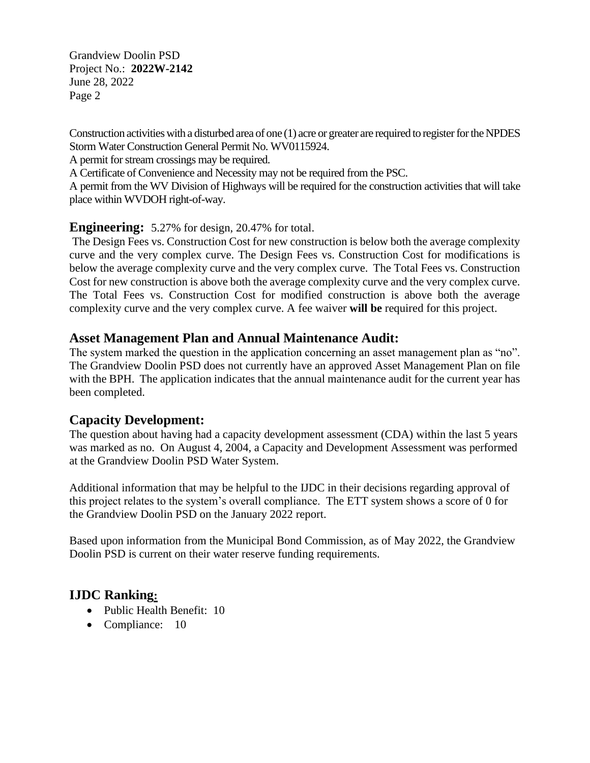Construction activities with a disturbed area of one (1) acre or greater are required to register for the NPDES Storm Water Construction General Permit No. WV0115924.

A permit for stream crossings may be required.

A Certificate of Convenience and Necessity may not be required from the PSC.

A permit from the WV Division of Highways will be required for the construction activities that will take place within WVDOH right-of-way.

## Engineering: 5.27% for design, 20.47% for total.

The Design Fees vs. Construction Cost for new construction is below both the average complexity curve and the very complex curve. The Design Fees vs. Construction Cost for modifications is below the average complexity curve and the very complex curve. The Total Fees vs. Construction Cost for new construction is above both the average complexity curve and the very complex curve. The Total Fees vs. Construction Cost for modified construction is above both the average complexity curve and the very complex curve. A fee waiver **will be** required for this project.

## Asset Management Plan and Annual Maintenance Audit:

The system marked the question in the application concerning an asset management plan as "no". The Grandview Doolin PSD does not currently have an approved Asset Management Plan on file with the BPH. The application indicates that the annual maintenance audit for the current year has been completed.

## Capacity Development:

The question about having had a capacity development assessment (CDA) within the last 5 years was marked as no. On August 4, 2004, a Capacity and Development Assessment was performed at the Grandview Doolin PSD Water System.

Additional information that may be helpful to the IJDC in their decisions regarding approval of this project relates to the system's overall compliance. The ETT system shows a score of 0 for the Grandview Doolin PSD on the January 2022 report.

Based upon information from the Municipal Bond Commission, as of May 2022, the Grandview Doolin PSD is current on their water reserve funding requirements.

## IJDC Ranking:

- Public Health Benefit: 10
- Compliance: 10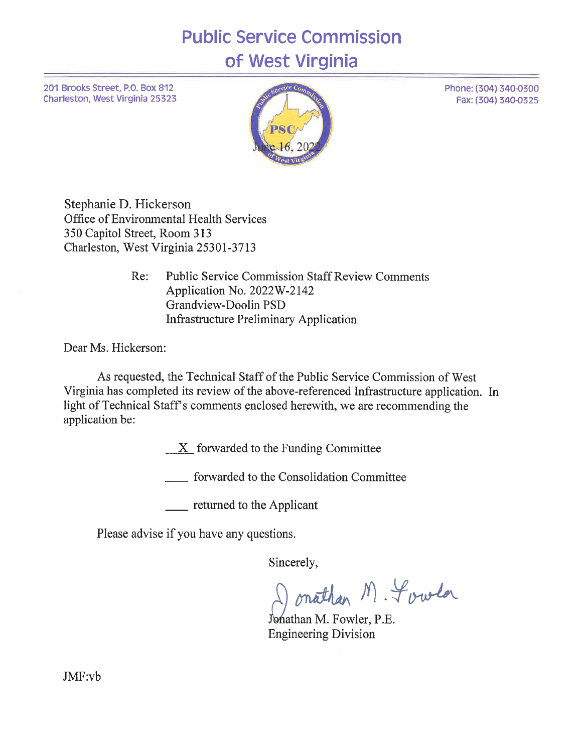# Public Service Commission of West Virginia

201 Brooks Street, P.O. Box 812
Charleston, West Virginia 25323

Phone: (304) 340-0300
Fax: (304) 340-0325

June 16, 2022

Stephanie D. Hickerson
Office of Environmental Health Services
350 Capitol Street, Room 313
Charleston, West Virginia 25301-3713

Re: Public Service Commission Staff Review Comments
Application No. 2022W-2142
Grandview-Doolin PSD
Infrastructure Preliminary Application

Dear Ms. Hickerson:

As requested, the Technical Staff of the Public Service Commission of West Virginia has completed its review of the above-referenced Infrastructure application. In light of Technical Staff's comments enclosed herewith, we are recommending the application be:

\_\_X\_\_ forwarded to the Funding Committee

\_\_\_\_ forwarded to the Consolidation Committee

\_\_\_\_ returned to the Applicant

Please advise if you have any questions.

Sincerely,

Jonathan M. Fowler

Jonathan M. Fowler, P.E.
Engineering Division

JMF:vb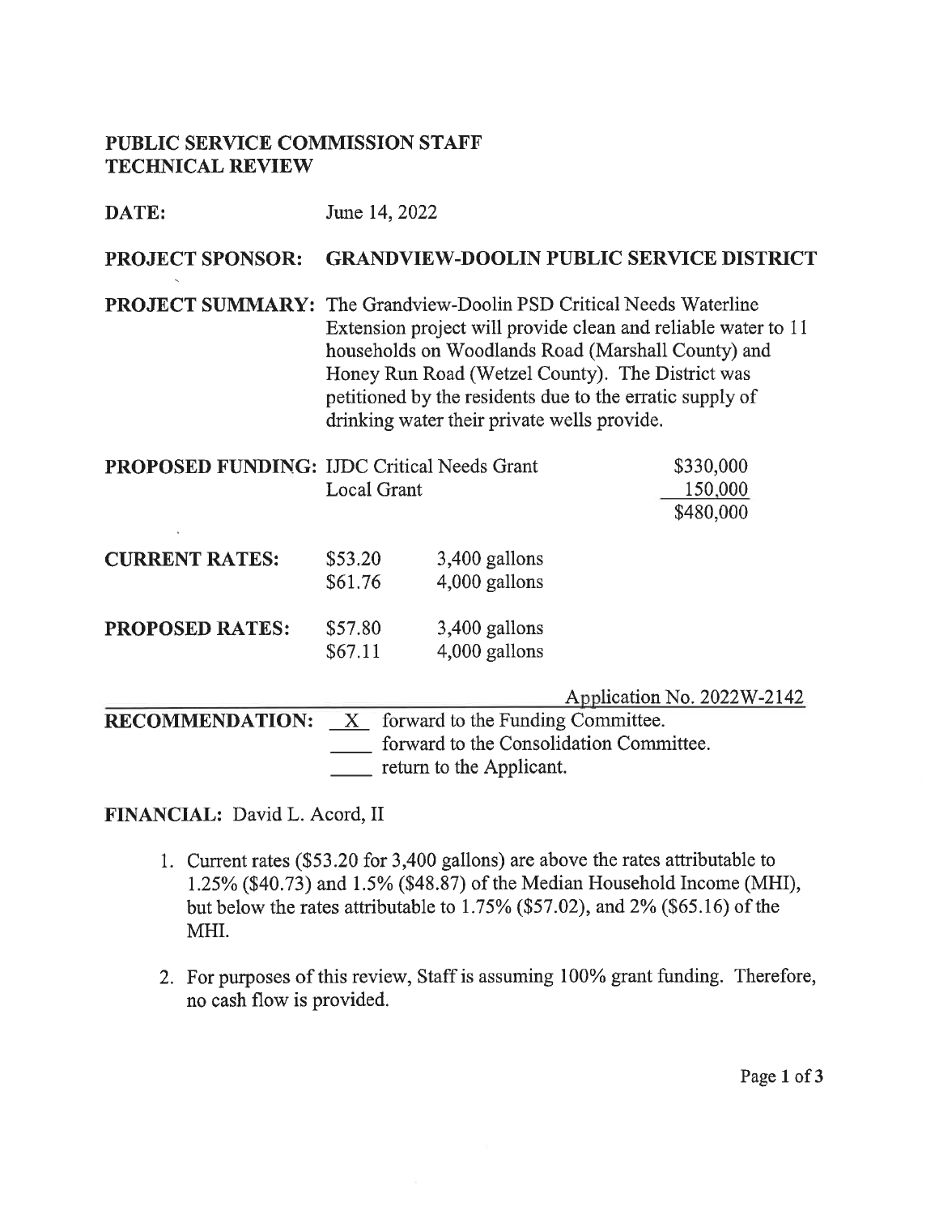**PUBLIC SERVICE COMMISSION STAFF**
**TECHNICAL REVIEW**

**DATE:** June 14, 2022

**PROJECT SPONSOR:** **GRANDVIEW-DOOLIN PUBLIC SERVICE DISTRICT**

**PROJECT SUMMARY:** The Grandview-Doolin PSD Critical Needs Waterline Extension project will provide clean and reliable water to 11 households on Woodlands Road (Marshall County) and Honey Run Road (Wetzel County). The District was petitioned by the residents due to the erratic supply of drinking water their private wells provide.

**PROPOSED FUNDING:**

| | |
|---|---|
| IJDC Critical Needs Grant | $330,000 |
| Local Grant | 150,000 |
| | $480,000 |

**CURRENT RATES:**

| | |
|---|---|
| $53.20 | 3,400 gallons |
| $61.76 | 4,000 gallons |

**PROPOSED RATES:**

| | |
|---|---|
| $57.80 | 3,400 gallons |
| $67.11 | 4,000 gallons |

Application No. 2022W-2142

**RECOMMENDATION:**
- X forward to the Funding Committee.
- ____ forward to the Consolidation Committee.
- ____ return to the Applicant.

**FINANCIAL:** David L. Acord, II

1. Current rates ($53.20 for 3,400 gallons) are above the rates attributable to 1.25% ($40.73) and 1.5% ($48.87) of the Median Household Income (MHI), but below the rates attributable to 1.75% ($57.02), and 2% ($65.16) of the MHI.
2. For purposes of this review, Staff is assuming 100% grant funding. Therefore, no cash flow is provided.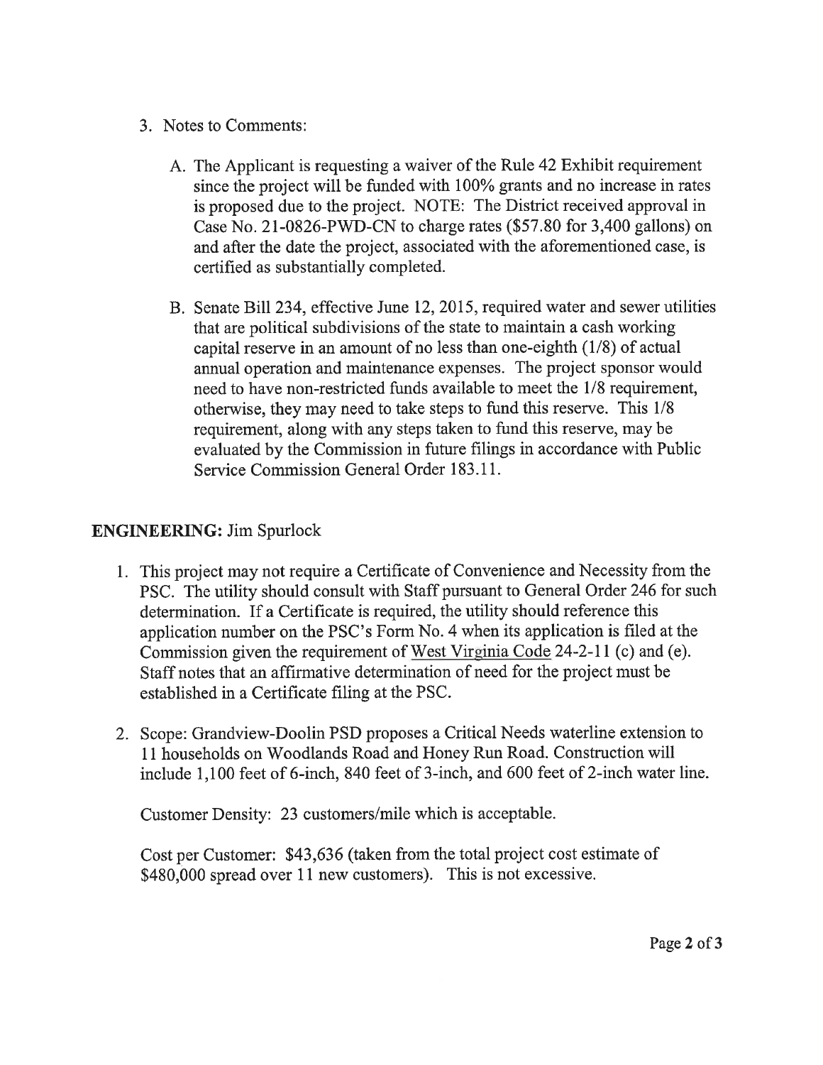3. Notes to Comments:

   A. The Applicant is requesting a waiver of the Rule 42 Exhibit requirement since the project will be funded with 100% grants and no increase in rates is proposed due to the project. NOTE: The District received approval in Case No. 21-0826-PWD-CN to charge rates ($57.80 for 3,400 gallons) on and after the date the project, associated with the aforementioned case, is certified as substantially completed.

   B. Senate Bill 234, effective June 12, 2015, required water and sewer utilities that are political subdivisions of the state to maintain a cash working capital reserve in an amount of no less than one-eighth (1/8) of actual annual operation and maintenance expenses. The project sponsor would need to have non-restricted funds available to meet the 1/8 requirement, otherwise, they may need to take steps to fund this reserve. This 1/8 requirement, along with any steps taken to fund this reserve, may be evaluated by the Commission in future filings in accordance with Public Service Commission General Order 183.11.

**ENGINEERING:** Jim Spurlock

1. This project may not require a Certificate of Convenience and Necessity from the PSC. The utility should consult with Staff pursuant to General Order 246 for such determination. If a Certificate is required, the utility should reference this application number on the PSC's Form No. 4 when its application is filed at the Commission given the requirement of West Virginia Code 24-2-11 (c) and (e). Staff notes that an affirmative determination of need for the project must be established in a Certificate filing at the PSC.

2. Scope: Grandview-Doolin PSD proposes a Critical Needs waterline extension to 11 households on Woodlands Road and Honey Run Road. Construction will include 1,100 feet of 6-inch, 840 feet of 3-inch, and 600 feet of 2-inch water line.

   Customer Density: 23 customers/mile which is acceptable.

   Cost per Customer: $43,636 (taken from the total project cost estimate of $480,000 spread over 11 new customers). This is not excessive.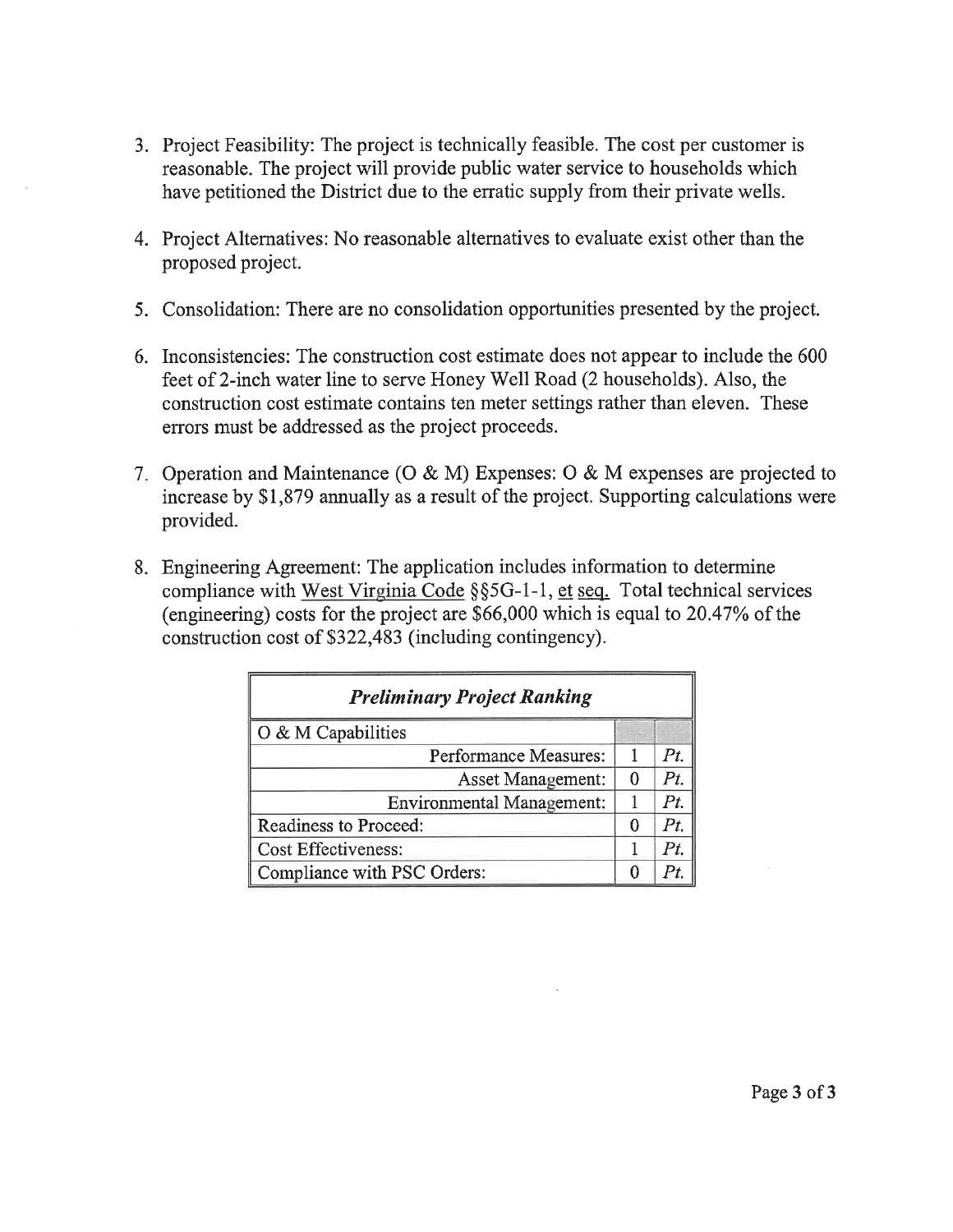3. Project Feasibility: The project is technically feasible. The cost per customer is reasonable. The project will provide public water service to households which have petitioned the District due to the erratic supply from their private wells.

4. Project Alternatives: No reasonable alternatives to evaluate exist other than the proposed project.

5. Consolidation: There are no consolidation opportunities presented by the project.

6. Inconsistencies: The construction cost estimate does not appear to include the 600 feet of 2-inch water line to serve Honey Well Road (2 households). Also, the construction cost estimate contains ten meter settings rather than eleven. These errors must be addressed as the project proceeds.

7. Operation and Maintenance (O & M) Expenses: O & M expenses are projected to increase by $1,879 annually as a result of the project. Supporting calculations were provided.

8. Engineering Agreement: The application includes information to determine compliance with West Virginia Code §§5G-1-1, et seq. Total technical services (engineering) costs for the project are $66,000 which is equal to 20.47% of the construction cost of $322,483 (including contingency).

| *Preliminary Project Ranking* | | |
|---|---|---|
| O & M Capabilities | | |
| Performance Measures: | 1 | *Pt.* |
| Asset Management: | 0 | *Pt.* |
| Environmental Management: | 1 | *Pt.* |
| Readiness to Proceed: | 0 | *Pt.* |
| Cost Effectiveness: | 1 | *Pt.* |
| Compliance with PSC Orders: | 0 | *Pt.* |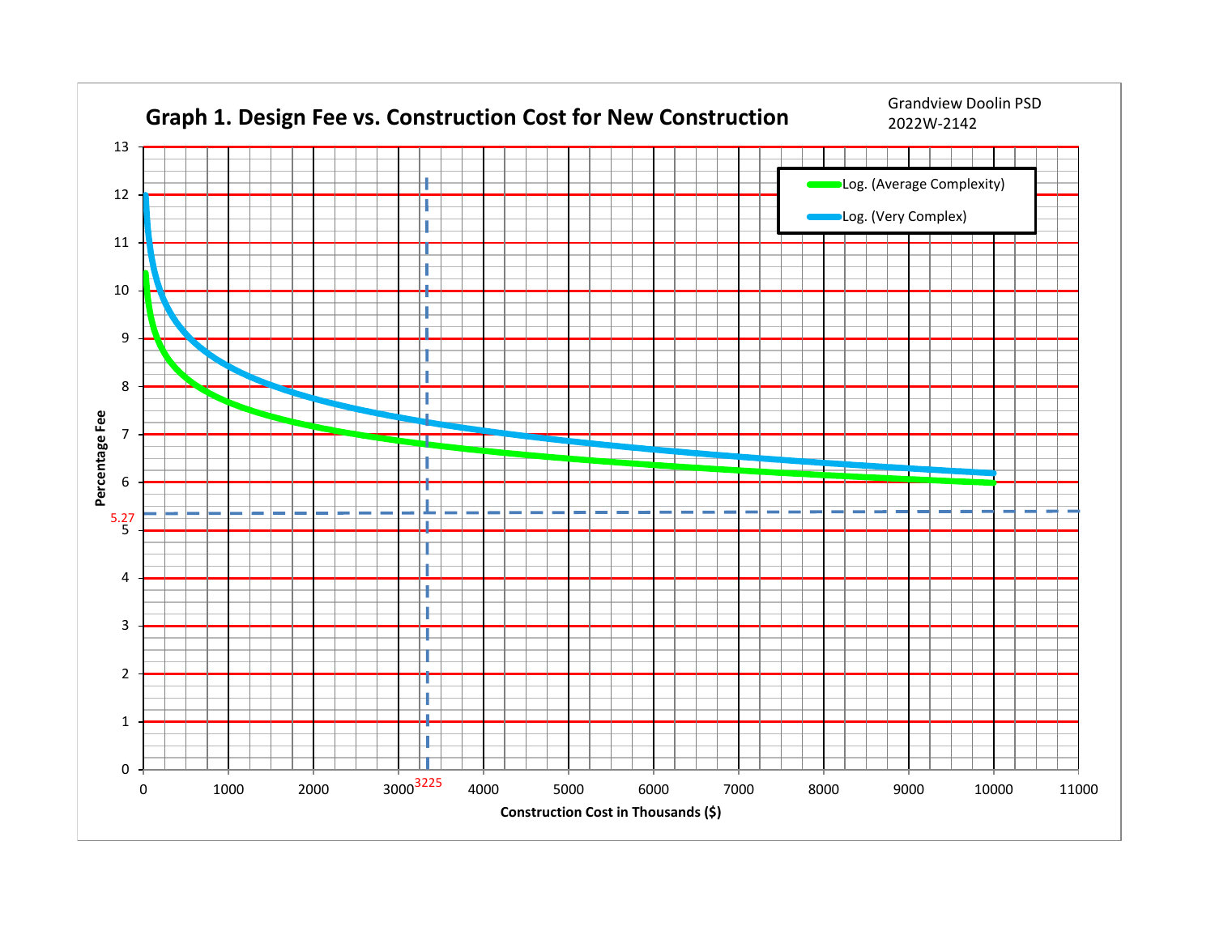Grandview Doolin PSD
2022W-2142

## Graph 1. Design Fee vs. Construction Cost for New Construction

Log. (Average Complexity)

Log. (Very Complex)

Percentage Fee

13
12
11
10
9
8
7
6
5.27
5
4
3
2
1
0

0 1000 2000 3000 3225 4000 5000 6000 7000 8000 9000 10000 11000

Construction Cost in Thousands ($)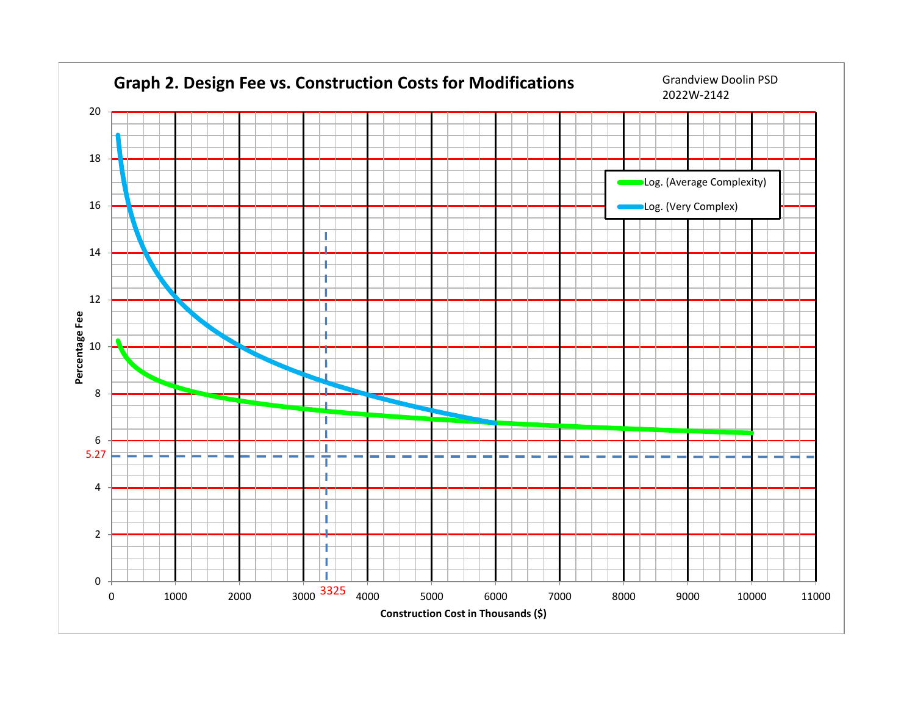# Graph 2. Design Fee vs. Construction Costs for Modifications

Grandview Doolin PSD
2022W-2142

Percentage Fee

Construction Cost in Thousands ($)

Log. (Average Complexity)

Log. (Very Complex)

5.27

3325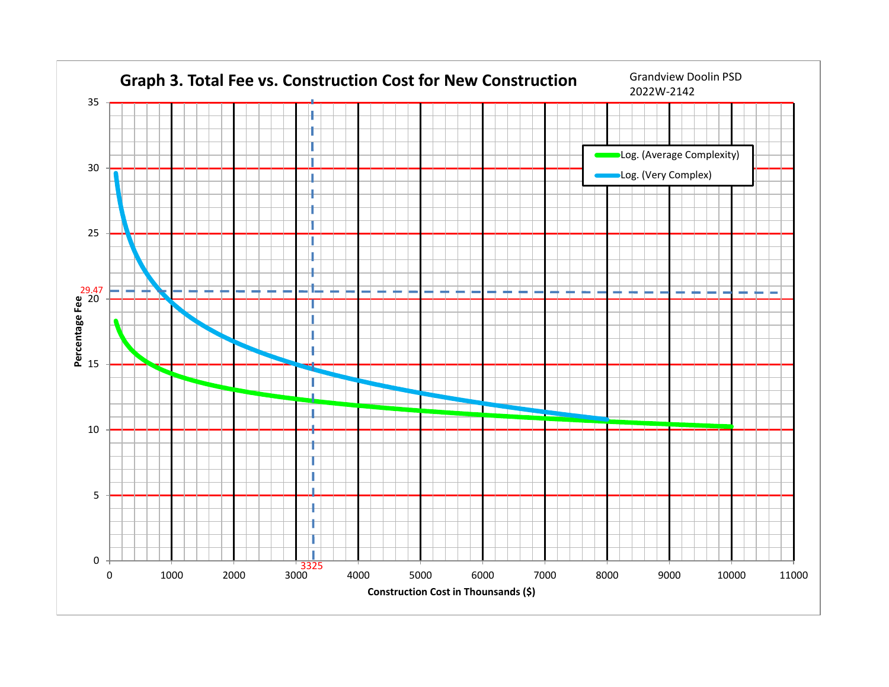# Graph 3. Total Fee vs. Construction Cost for New Construction

Grandview Doolin PSD
2022W-2142

- Log. (Average Complexity)
- Log. (Very Complex)

Percentage Fee

Construction Cost in Thousands ($)

29.47

3325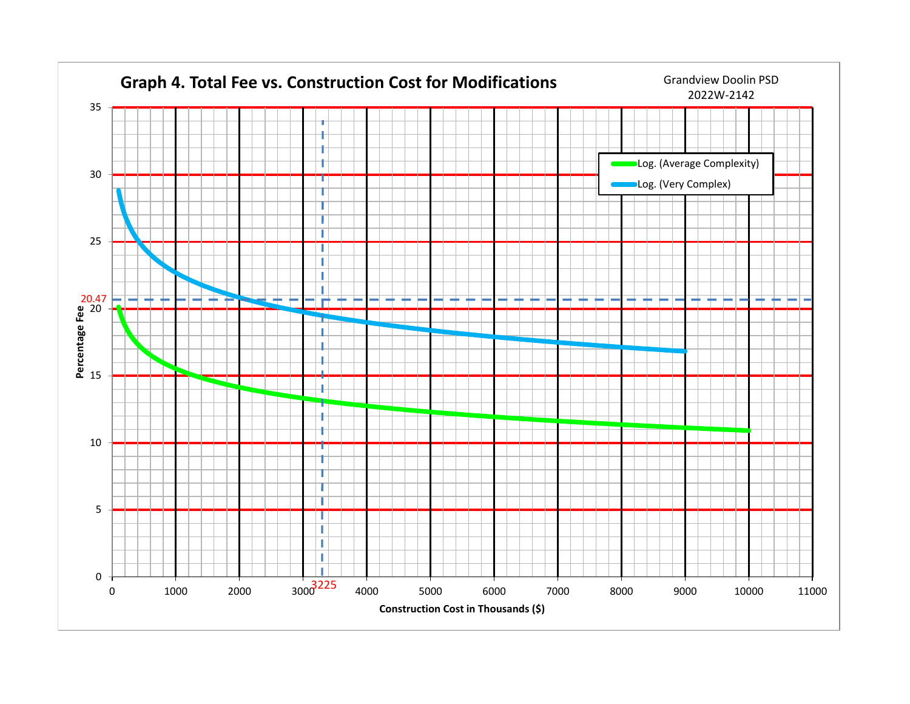# Graph 4. Total Fee vs. Construction Cost for Modifications

Grandview Doolin PSD
2022W-2142

Legend:
- Log. (Average Complexity)
- Log. (Very Complex)

Percentage Fee (y-axis): 0, 5, 10, 15, 20, 25, 30, 35

Construction Cost in Thousands ($) (x-axis): 0, 1000, 2000, 3000, 4000, 5000, 6000, 7000, 8000, 9000, 10000, 11000

20.47

3225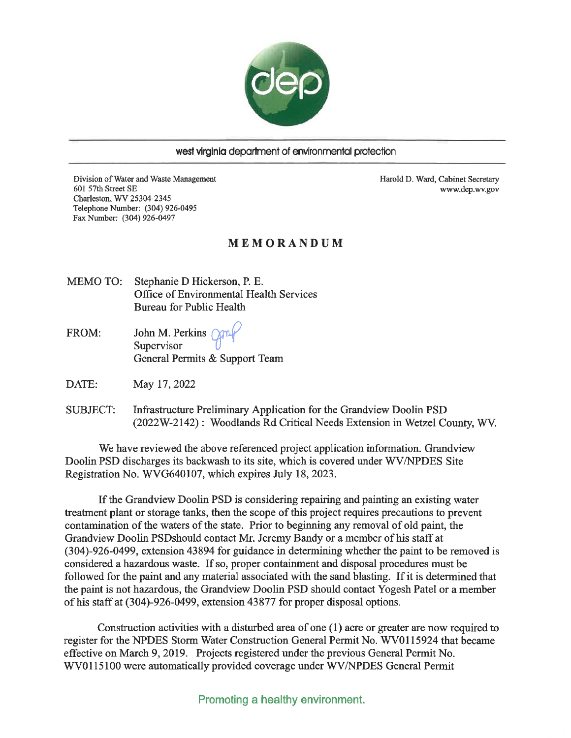west virginia department of environmental protection

Division of Water and Waste Management
601 57th Street SE
Charleston, WV 25304-2345
Telephone Number: (304) 926-0495
Fax Number: (304) 926-0497

Harold D. Ward, Cabinet Secretary
www.dep.wv.gov

# MEMORANDUM

MEMO TO: Stephanie D Hickerson, P. E.
Office of Environmental Health Services
Bureau for Public Health

FROM: John M. Perkins
Supervisor
General Permits & Support Team

DATE: May 17, 2022

SUBJECT: Infrastructure Preliminary Application for the Grandview Doolin PSD (2022W-2142) : Woodlands Rd Critical Needs Extension in Wetzel County, WV.

We have reviewed the above referenced project application information. Grandview Doolin PSD discharges its backwash to its site, which is covered under WV/NPDES Site Registration No. WVG640107, which expires July 18, 2023.

If the Grandview Doolin PSD is considering repairing and painting an existing water treatment plant or storage tanks, then the scope of this project requires precautions to prevent contamination of the waters of the state. Prior to beginning any removal of old paint, the Grandview Doolin PSDshould contact Mr. Jeremy Bandy or a member of his staff at (304)-926-0499, extension 43894 for guidance in determining whether the paint to be removed is considered a hazardous waste. If so, proper containment and disposal procedures must be followed for the paint and any material associated with the sand blasting. If it is determined that the paint is not hazardous, the Grandview Doolin PSD should contact Yogesh Patel or a member of his staff at (304)-926-0499, extension 43877 for proper disposal options.

Construction activities with a disturbed area of one (1) acre or greater are now required to register for the NPDES Storm Water Construction General Permit No. WV0115924 that became effective on March 9, 2019. Projects registered under the previous General Permit No. WV0115100 were automatically provided coverage under WV/NPDES General Permit

Promoting a healthy environment.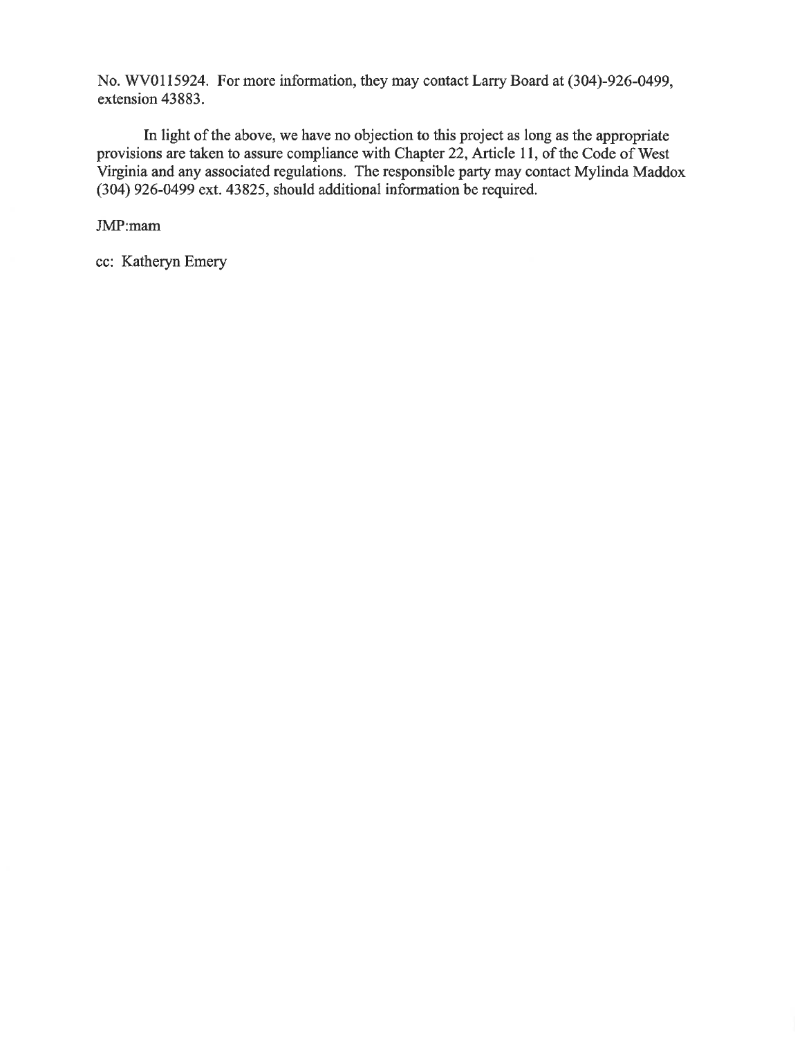No. WV0115924. For more information, they may contact Larry Board at (304)-926-0499, extension 43883.

In light of the above, we have no objection to this project as long as the appropriate provisions are taken to assure compliance with Chapter 22, Article 11, of the Code of West Virginia and any associated regulations. The responsible party may contact Mylinda Maddox (304) 926-0499 ext. 43825, should additional information be required.

JMP:mam

cc: Katheryn Emery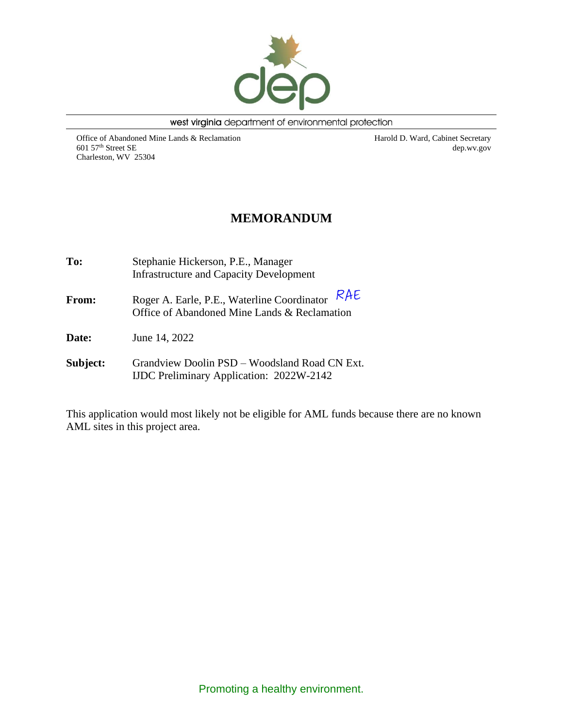west virginia department of environmental protection

Office of Abandoned Mine Lands & Reclamation
601 57th Street SE
Charleston, WV 25304

Harold D. Ward, Cabinet Secretary
dep.wv.gov

# MEMORANDUM

**To:** Stephanie Hickerson, P.E., Manager
Infrastructure and Capacity Development

**From:** Roger A. Earle, P.E., Waterline Coordinator RAE
Office of Abandoned Mine Lands & Reclamation

**Date:** June 14, 2022

**Subject:** Grandview Doolin PSD – Woodsland Road CN Ext.
IJDC Preliminary Application: 2022W-2142

This application would most likely not be eligible for AML funds because there are no known AML sites in this project area.

Promoting a healthy environment.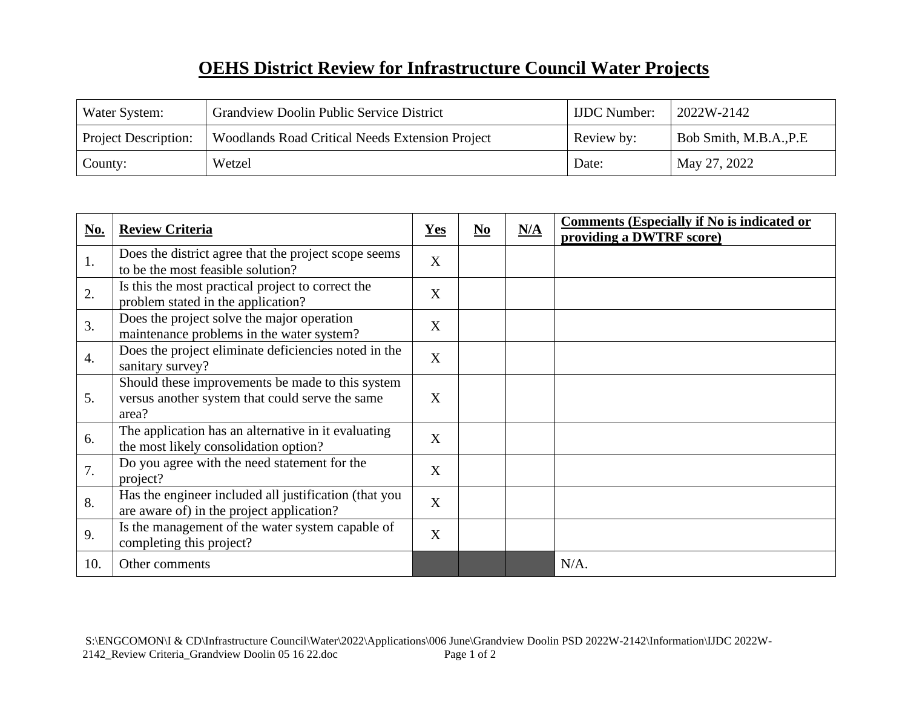# OEHS District Review for Infrastructure Council Water Projects

| Water System: | Grandview Doolin Public Service District | IJDC Number: | 2022W-2142 |
|---|---|---|---|
| Project Description: | Woodlands Road Critical Needs Extension Project | Review by: | Bob Smith, M.B.A.,P.E |
| County: | Wetzel | Date: | May 27, 2022 |

| No. | Review Criteria | Yes | No | N/A | Comments (Especially if No is indicated or providing a DWTRF score) |
|---|---|---|---|---|---|
| 1. | Does the district agree that the project scope seems to be the most feasible solution? | X | | | |
| 2. | Is this the most practical project to correct the problem stated in the application? | X | | | |
| 3. | Does the project solve the major operation maintenance problems in the water system? | X | | | |
| 4. | Does the project eliminate deficiencies noted in the sanitary survey? | X | | | |
| 5. | Should these improvements be made to this system versus another system that could serve the same area? | X | | | |
| 6. | The application has an alternative in it evaluating the most likely consolidation option? | X | | | |
| 7. | Do you agree with the need statement for the project? | X | | | |
| 8. | Has the engineer included all justification (that you are aware of) in the project application? | X | | | |
| 9. | Is the management of the water system capable of completing this project? | X | | | |
| 10. | Other comments | | | | N/A. |

S:\ENGCOMON\I & CD\Infrastructure Council\Water\2022\Applications\006 June\Grandview Doolin PSD 2022W-2142\Information\IJDC 2022W-2142_Review Criteria_Grandview Doolin 05 16 22.doc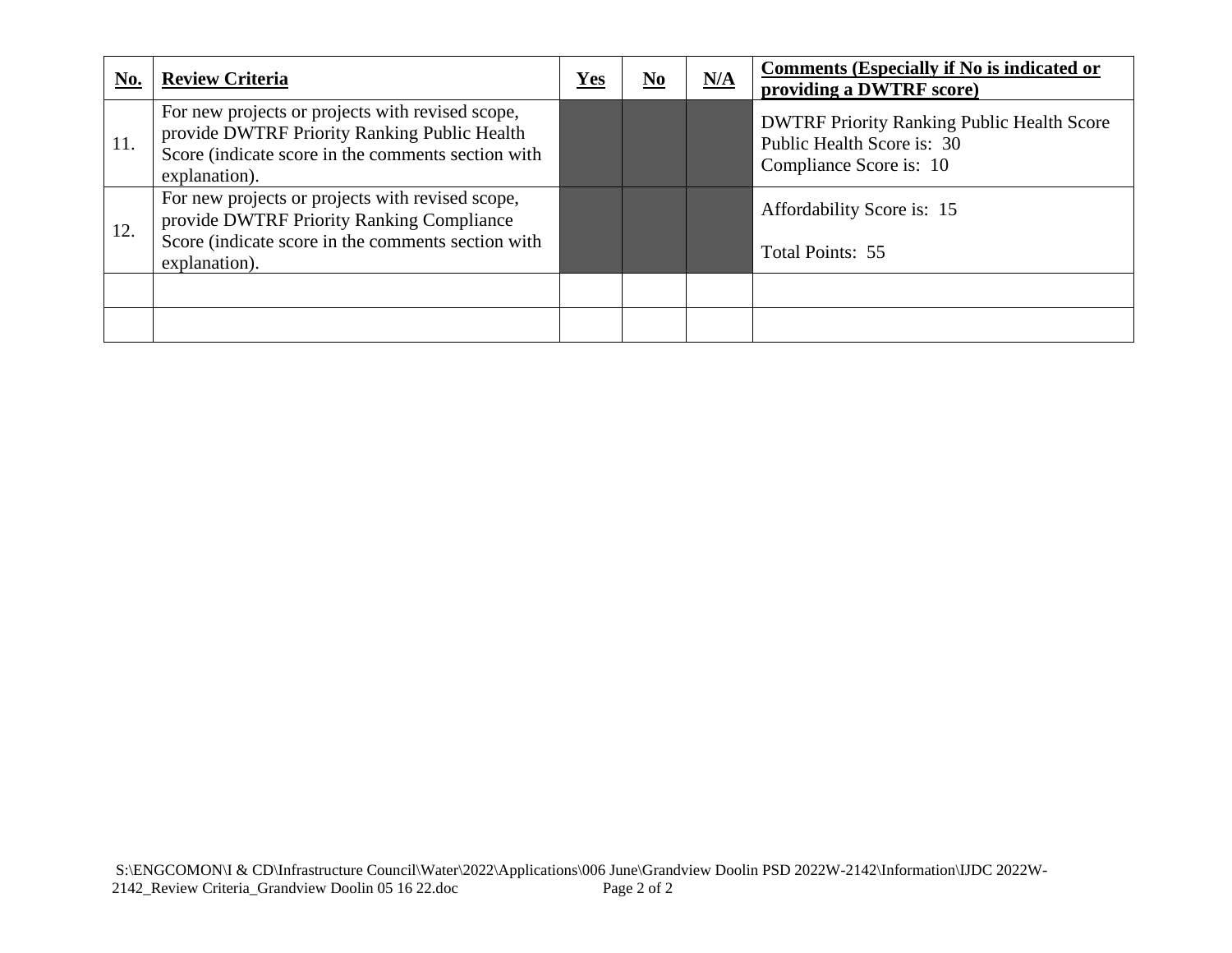| No. | Review Criteria | Yes | No | N/A | Comments (Especially if No is indicated or providing a DWTRF score) |
|---|---|---|---|---|---|
| 11. | For new projects or projects with revised scope, provide DWTRF Priority Ranking Public Health Score (indicate score in the comments section with explanation). | | | | DWTRF Priority Ranking Public Health Score<br>Public Health Score is: 30<br>Compliance Score is: 10 |
| 12. | For new projects or projects with revised scope, provide DWTRF Priority Ranking Compliance Score (indicate score in the comments section with explanation). | | | | Affordability Score is: 15<br><br>Total Points: 55 |
| | | | | | |
| | | | | | |

S:\ENGCOMON\I & CD\Infrastructure Council\Water\2022\Applications\006 June\Grandview Doolin PSD 2022W-2142\Information\IJDC 2022W-2142_Review Criteria_Grandview Doolin 05 16 22.doc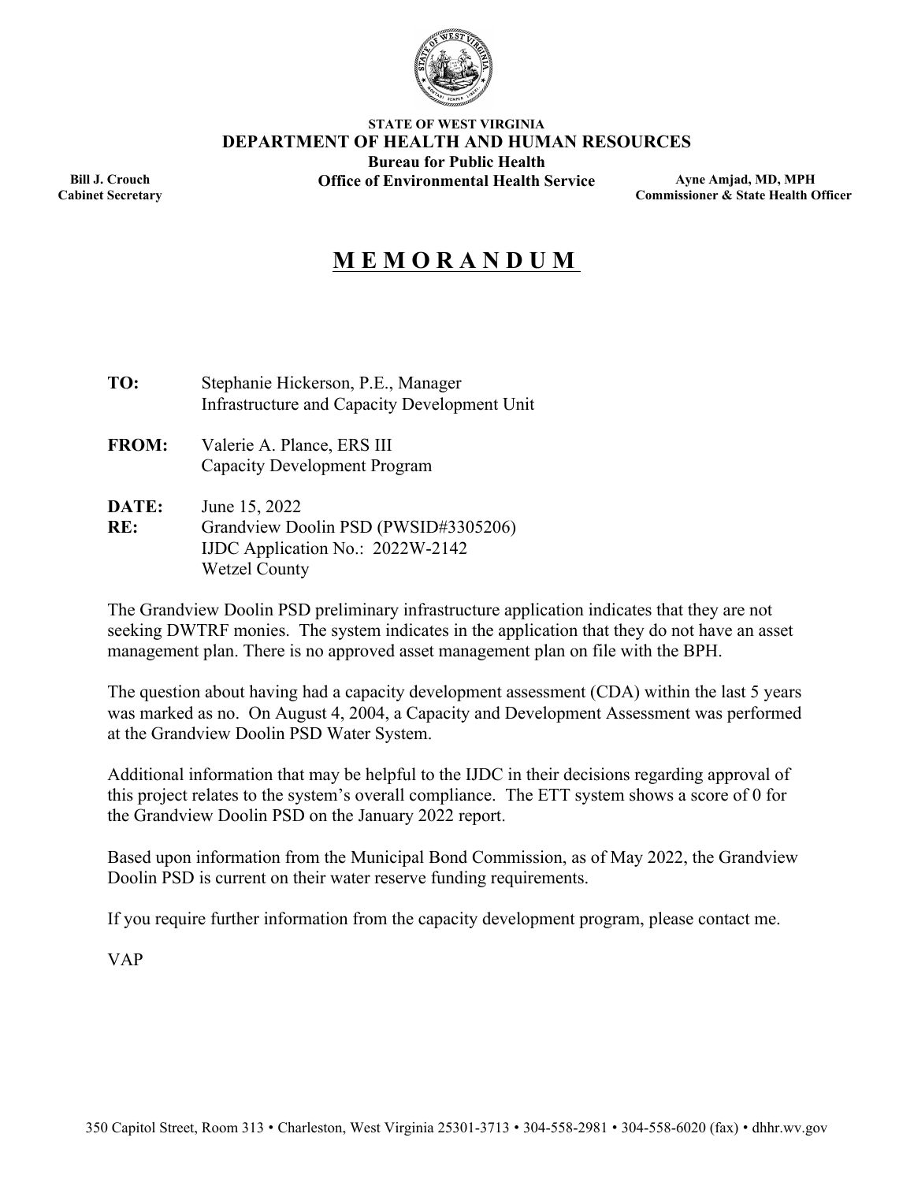STATE OF WEST VIRGINIA
**DEPARTMENT OF HEALTH AND HUMAN RESOURCES**
**Bureau for Public Health**
**Office of Environmental Health Service**

**Bill J. Crouch**
**Cabinet Secretary**

**Ayne Amjad, MD, MPH**
**Commissioner & State Health Officer**

# M E M O R A N D U M

**TO:** Stephanie Hickerson, P.E., Manager
Infrastructure and Capacity Development Unit

**FROM:** Valerie A. Plance, ERS III
Capacity Development Program

**DATE:** June 15, 2022
**RE:** Grandview Doolin PSD (PWSID#3305206)
IJDC Application No.: 2022W-2142
Wetzel County

The Grandview Doolin PSD preliminary infrastructure application indicates that they are not seeking DWTRF monies. The system indicates in the application that they do not have an asset management plan. There is no approved asset management plan on file with the BPH.

The question about having had a capacity development assessment (CDA) within the last 5 years was marked as no. On August 4, 2004, a Capacity and Development Assessment was performed at the Grandview Doolin PSD Water System.

Additional information that may be helpful to the IJDC in their decisions regarding approval of this project relates to the system's overall compliance. The ETT system shows a score of 0 for the Grandview Doolin PSD on the January 2022 report.

Based upon information from the Municipal Bond Commission, as of May 2022, the Grandview Doolin PSD is current on their water reserve funding requirements.

If you require further information from the capacity development program, please contact me.

VAP

350 Capitol Street, Room 313 • Charleston, West Virginia 25301-3713 • 304-558-2981 • 304-558-6020 (fax) • dhhr.wv.gov